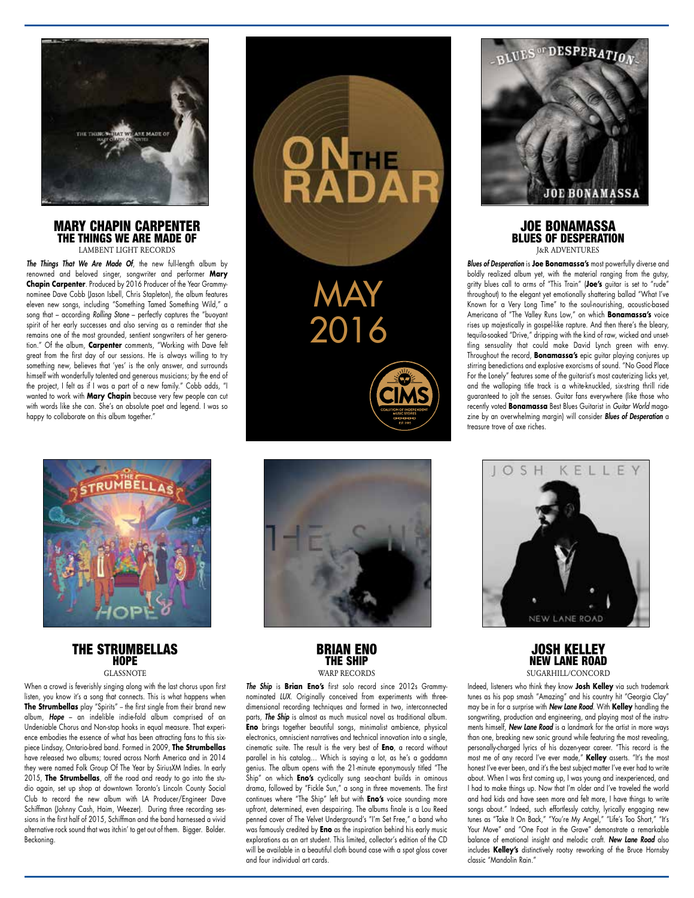# ON THE RADAR

# MAY 2016

## MARY CHAPIN CARPENTER
### THE THINGS WE ARE MADE OF
LAMBENT LIGHT RECORDS

*The Things That We Are Made Of*, the new full-length album by renowned and beloved singer, songwriter and performer **Mary Chapin Carpenter**. Produced by 2016 Producer of the Year Grammy-nominee Dave Cobb (Jason Isbell, Chris Stapleton), the album features eleven new songs, including "Something Tamed Something Wild," a song that – according *Rolling Stone* – perfectly captures the "buoyant spirit of her early successes and also serving as a reminder that she remains one of the most grounded, sentient songwriters of her generation." Of the album, **Carpenter** comments, "Working with Dave felt great from the first day of our sessions. He is always willing to try something new, believes that 'yes' is the only answer, and surrounds himself with wonderfully talented and generous musicians; by the end of the project, I felt as if I was a part of a new family." Cobb adds, "I wanted to work with **Mary Chapin** because very few people can cut with words like she can. She's an absolute poet and legend. I was so happy to collaborate on this album together."

## JOE BONAMASSA
### BLUES OF DESPERATION
J&R ADVENTURES

*Blues of Desperation* is **Joe Bonamassa's** most powerfully diverse and boldly realized album yet, with the material ranging from the gutsy, gritty blues call to arms of "This Train" (**Joe's** guitar is set to "rude" throughout) to the elegant yet emotionally shattering ballad "What I've Known for a Very Long Time" to the soul-nourishing, acoustic-based Americana of "The Valley Runs Low," on which **Bonamassa's** voice rises up majestically in gospel-like rapture. And then there's the bleary, tequila-soaked "Drive," dripping with the kind of raw, wicked and unsettling sensuality that could make David Lynch green with envy. Throughout the record, **Bonamassa's** epic guitar playing conjures up stirring benedictions and explosive exorcisms of sound. "No Good Place For the Lonely" features some of the guitarist's most cauterizing licks yet, and the walloping title track is a white-knuckled, six-string thrill ride guaranteed to jolt the senses. Guitar fans everywhere (like those who recently voted **Bonamassa** Best Blues Guitarist in *Guitar World* magazine by an overwhelming margin) will consider *Blues of Desperation* a treasure trove of axe riches.

## THE STRUMBELLAS
### HOPE
GLASSNOTE

When a crowd is feverishly singing along with the last chorus upon first listen, you know it's a song that connects. This is what happens when **The Strumbellas** play "Spirits" – the first single from their brand new album, ***Hope*** – an indelible indie-fold album comprised of an Undeniable Chorus and Non-stop hooks in equal measure. That experience embodies the essence of what has been attracting fans to this six-piece Lindsay, Ontario-bred band. Formed in 2009, **The Strumbellas** have released two albums; toured across North America and in 2014 they were named Folk Group Of The Year by SiriusXM Indies. In early 2015, **The Strumbellas**, off the road and ready to go into the studio again, set up shop at downtown Toronto's Lincoln County Social Club to record the new album with LA Producer/Engineer Dave Schiffman (Johnny Cash, Haim, Weezer). During three recording sessions in the first half of 2015, Schiffman and the band harnessed a vivid alternative rock sound that was itchin' to get out of them. Bigger. Bolder. Beckoning.

## BRIAN ENO
### THE SHIP
WARP RECORDS

*The Ship* is **Brian Eno's** first solo record since 2012s Grammy-nominated *LUX*. Originally conceived from experiments with three-dimensional recording techniques and formed in two, interconnected parts, *The Ship* is almost as much musical novel as traditional album. **Eno** brings together beautiful songs, minimalist ambience, physical electronics, omniscient narratives and technical innovation into a single, cinematic suite. The result is the very best of **Eno**, a record without parallel in his catalog... Which is saying a lot, as he's a goddamn genius. The album opens with the 21-minute eponymously titled "The Ship" on which **Eno's** cyclically sung sea-chant builds in ominous drama, followed by "Fickle Sun," a song in three movements. The first continues where "The Ship" left but with **Eno's** voice sounding more upfront, determined, even despairing. The albums finale is a Lou Reed penned cover of The Velvet Underground's "I'm Set Free," a band who was famously credited by **Eno** as the inspiration behind his early music explorations as an art student. This limited, collector's edition of the CD will be available in a beautiful cloth bound case with a spot gloss cover and four individual art cards.

## JOSH KELLEY
### NEW LANE ROAD
SUGARHILL/CONCORD

Indeed, listeners who think they know **Josh Kelley** via such trademark tunes as his pop smash "Amazing" and his country hit "Georgia Clay" may be in for a surprise with *New Lane Road*. With **Kelley** handling the songwriting, production and engineering, and playing most of the instruments himself, *New Lane Road* is a landmark for the artist in more ways than one, breaking new sonic ground while featuring the most revealing, personally-charged lyrics of his dozen-year career. "This record is the most me of any record I've ever made," **Kelley** asserts. "It's the most honest I've ever been, and it's the best subject matter I've ever had to write about. When I was first coming up, I was young and inexperienced, and I had to make things up. Now that I'm older and I've traveled the world and had kids and have seen more and felt more, I have things to write songs about." Indeed, such effortlessly catchy, lyrically engaging new tunes as "Take It On Back," "You're My Angel," "Life's Too Short," "It's Your Move" and "One Foot in the Grave" demonstrate a remarkable balance of emotional insight and melodic craft. *New Lane Road* also includes **Kelley's** distinctively rootsy reworking of the Bruce Hornsby classic "Mandolin Rain."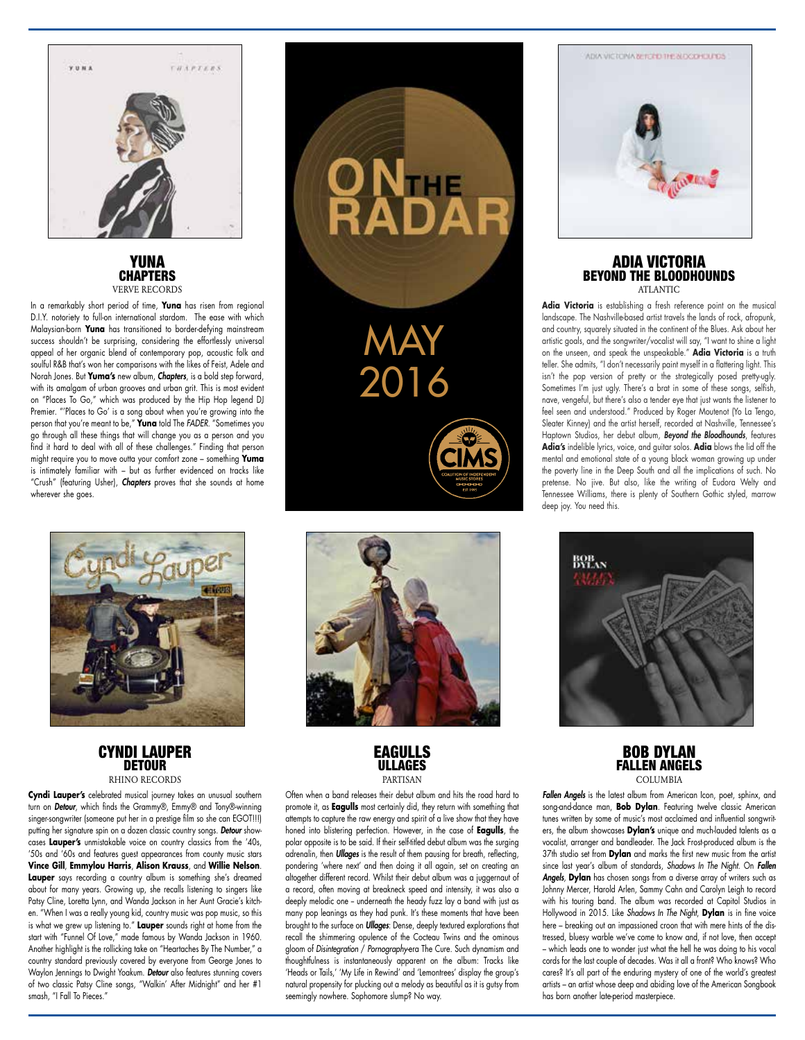# ON THE RADAR

# MAY 2016

CIMS
COALITION OF INDEPENDENT MUSIC STORES
EST 1995

## YUNA
### CHAPTERS
VERVE RECORDS

In a remarkably short period of time, **Yuna** has risen from regional D.I.Y. notoriety to full-on international stardom. The ease with which Malaysian-born **Yuna** has transitioned to border-defying mainstream success shouldn't be surprising, considering the effortlessly universal appeal of her organic blend of contemporary pop, acoustic folk and soulful R&B that's won her comparisons with the likes of Feist, Adele and Norah Jones. But **Yuma's** new album, ***Chapters***, is a bold step forward, with its amalgam of urban grooves and urban grit. This is most evident on "Places To Go," which was produced by the Hip Hop legend DJ Premier. "'Places to Go' is a song about when you're growing into the person that you're meant to be," **Yuna** told The *FADER*. "Sometimes you go through all these things that will change you as a person and you find it hard to deal with all of these challenges." Finding that person might require you to move outta your comfort zone – something **Yuma** is intimately familiar with – but as further evidenced on tracks like "Crush" (featuring Usher), ***Chapters*** proves that she sounds at home wherever she goes.

## ADIA VICTORIA
### BEYOND THE BLOODHOUNDS
ATLANTIC

**Adia Victoria** is establishing a fresh reference point on the musical landscape. The Nashville-based artist travels the lands of rock, afropunk, and country, squarely situated in the continent of the Blues. Ask about her artistic goals, and the songwriter/vocalist will say, "I want to shine a light on the unseen, and speak the unspeakable." **Adia Victoria** is a truth teller. She admits, "I don't necessarily paint myself in a flattering light. This isn't the pop version of pretty or the strategically posed pretty-ugly. Sometimes I'm just ugly. There's a brat in some of these songs, selfish, nave, vengeful, but there's also a tender eye that just wants the listener to feel seen and understood." Produced by Roger Moutenot (Yo La Tengo, Sleater Kinney) and the artist herself, recorded at Nashville, Tennessee's Haptown Studios, her debut album, ***Beyond the Bloodhounds***, features **Adia's** indelible lyrics, voice, and guitar solos. **Adia** blows the lid off the mental and emotional state of a young black woman growing up under the poverty line in the Deep South and all the implications of such. No pretense. No jive. But also, like the writing of Eudora Welty and Tennessee Williams, there is plenty of Southern Gothic styled, marrow deep joy. You need this.

## CYNDI LAUPER
### DETOUR
RHINO RECORDS

**Cyndi Lauper's** celebrated musical journey takes an unusual southern turn on ***Detour***, which finds the Grammy®, Emmy® and Tony®-winning singer-songwriter (someone put her in a prestige film so she can EGOT!!!) putting her signature spin on a dozen classic country songs. ***Detour*** showcases **Lauper's** unmistakable voice on country classics from the '40s, '50s and '60s and features guest appearances from county music stars **Vince Gill**, **Emmylou Harris**, **Alison Krauss**, and **Willie Nelson**. **Lauper** says recording a country album is something she's dreamed about for many years. Growing up, she recalls listening to singers like Patsy Cline, Loretta Lynn, and Wanda Jackson in her Aunt Gracie's kitchen. "When I was a really young kid, country music was pop music, so this is what we grew up listening to." **Lauper** sounds right at home from the start with "Funnel Of Love," made famous by Wanda Jackson in 1960. Another highlight is the rollicking take on "Heartaches By The Number," a country standard previously covered by everyone from George Jones to Waylon Jennings to Dwight Yoakum. ***Detour*** also features stunning covers of two classic Patsy Cline songs, "Walkin' After Midnight" and her #1 smash, "I Fall To Pieces."

## EAGULLS
### ULLAGES
PARTISAN

Often when a band releases their debut album and hits the road hard to promote it, as **Eagulls** most certainly did, they return with something that attempts to capture the raw energy and spirit of a live show that they have honed into blistering perfection. However, in the case of **Eagulls**, the polar opposite is to be said. If their self-titled debut album was the surging adrenalin, then ***Ullages*** is the result of them pausing for breath, reflecting, pondering 'where next' and then doing it all again, set on creating an altogether different record. Whilst their debut album was a juggernaut of a record, often moving at breakneck speed and intensity, it was also a deeply melodic one – underneath the heady fuzz lay a band with just as many pop leanings as they had punk. It's these moments that have been brought to the surface on ***Ullages***: Dense, deeply textured explorations that recall the shimmering opulence of the Cocteau Twins and the ominous gloom of *Disintegration / Pornography*-era The Cure. Such dynamism and thoughtfulness is instantaneously apparent on the album: Tracks like 'Heads or Tails,' 'My Life in Rewind' and 'Lemontrees' display the group's natural propensity for plucking out a melody as beautiful as it is gutsy from seemingly nowhere. Sophomore slump? No way.

## BOB DYLAN
### FALLEN ANGELS
COLUMBIA

***Fallen Angels*** is the latest album from American Icon, poet, sphinx, and song-and-dance man, **Bob Dylan**. Featuring twelve classic American tunes written by some of music's most acclaimed and influential songwriters, the album showcases **Dylan's** unique and much-lauded talents as a vocalist, arranger and bandleader. The Jack Frost-produced album is the 37th studio set from **Dylan** and marks the first new music from the artist since last year's album of standards, *Shadows In The Night*. On ***Fallen Angels***, **Dylan** has chosen songs from a diverse array of writers such as Johnny Mercer, Harold Arlen, Sammy Cahn and Carolyn Leigh to record with his touring band. The album was recorded at Capitol Studios in Hollywood in 2015. Like *Shadows In The Night*, **Dylan** is in fine voice here – breaking out an impassioned croon that with mere hints of the distressed, bluesy warble we've come to know and, if not love, then accept – which leads one to wonder just what the hell he was doing to his vocal cords for the last couple of decades. Was it all a front? Who knows? Who cares? It's all part of the enduring mystery of one of the world's greatest artists – an artist whose deep and abiding love of the American Songbook has born another late-period masterpiece.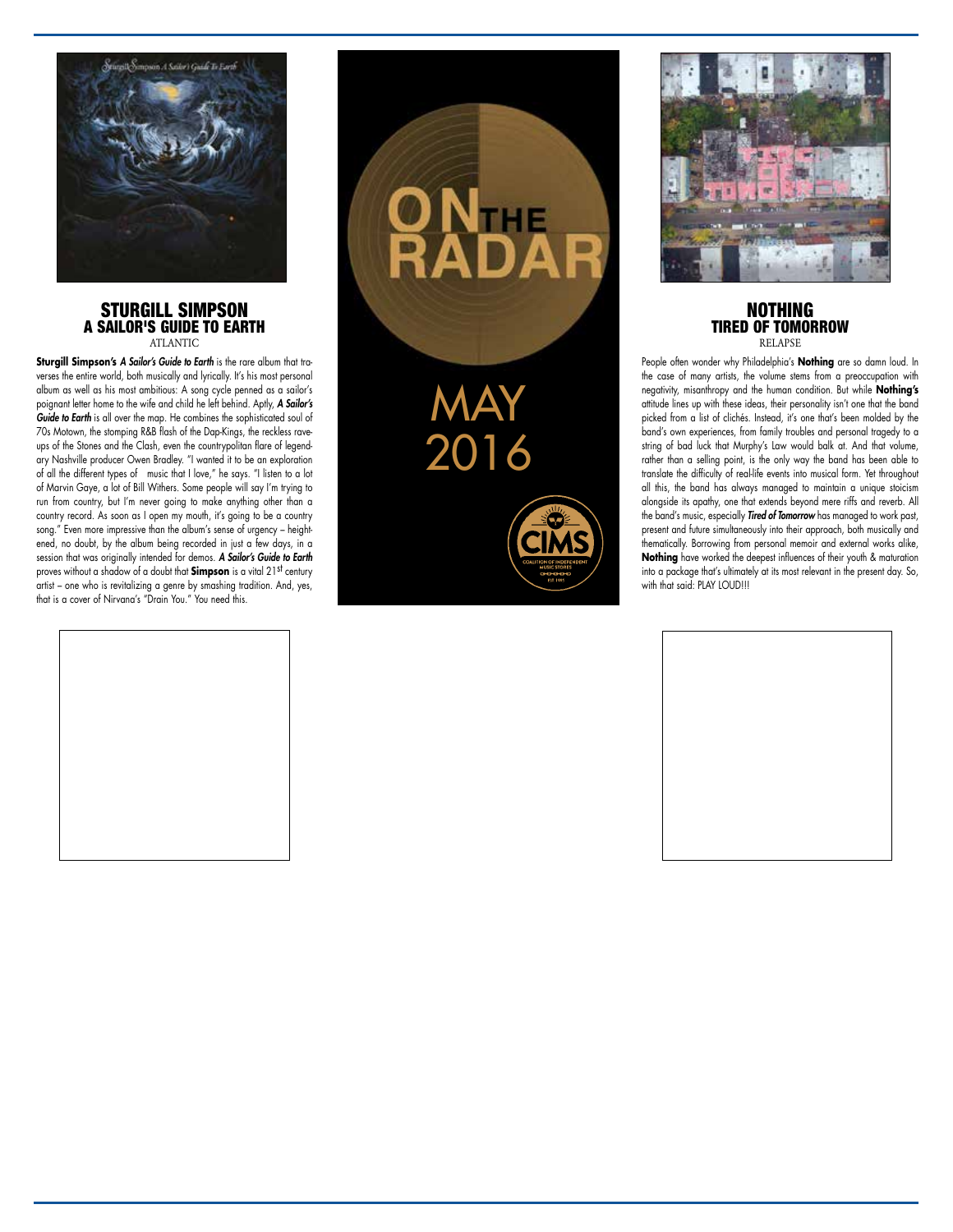## STURGILL SIMPSON
### A SAILOR'S GUIDE TO EARTH
ATLANTIC

**Sturgill Simpson's** ***A Sailor's Guide to Earth*** is the rare album that traverses the entire world, both musically and lyrically. It's his most personal album as well as his most ambitious: A song cycle penned as a sailor's poignant letter home to the wife and child he left behind. Aptly, ***A Sailor's Guide to Earth*** is all over the map. He combines the sophisticated soul of 70s Motown, the stomping R&B flash of the Dap-Kings, the reckless rave-ups of the Stones and the Clash, even the countrypolitan flare of legendary Nashville producer Owen Bradley. "I wanted it to be an exploration of all the different types of music that I love," he says. "I listen to a lot of Marvin Gaye, a lot of Bill Withers. Some people will say I'm trying to run from country, but I'm never going to make anything other than a country record. As soon as I open my mouth, it's going to be a country song." Even more impressive than the album's sense of urgency – heightened, no doubt, by the album being recorded in just a few days, in a session that was originally intended for demos. ***A Sailor's Guide to Earth*** proves without a shadow of a doubt that **Simpson** is a vital 21st century artist – one who is revitalizing a genre by smashing tradition. And, yes, that is a cover of Nirvana's "Drain You." You need this.

ON THE RADAR

MAY 2016

CIMS
COALITION OF INDEPENDENT MUSIC STORES
EST. 1995

## NOTHING
### TIRED OF TOMORROW
RELAPSE

People often wonder why Philadelphia's **Nothing** are so damn loud. In the case of many artists, the volume stems from a preoccupation with negativity, misanthropy and the human condition. But while **Nothing's** attitude lines up with these ideas, their personality isn't one that the band picked from a list of clichés. Instead, it's one that's been molded by the band's own experiences, from family troubles and personal tragedy to a string of bad luck that Murphy's Law would balk at. And that volume, rather than a selling point, is the only way the band has been able to translate the difficulty of real-life events into musical form. Yet throughout all this, the band has always managed to maintain a unique stoicism alongside its apathy, one that extends beyond mere riffs and reverb. All the band's music, especially ***Tired of Tomorrow*** has managed to work past, present and future simultaneously into their approach, both musically and thematically. Borrowing from personal memoir and external works alike, **Nothing** have worked the deepest influences of their youth & maturation into a package that's ultimately at its most relevant in the present day. So, with that said: PLAY LOUD!!!